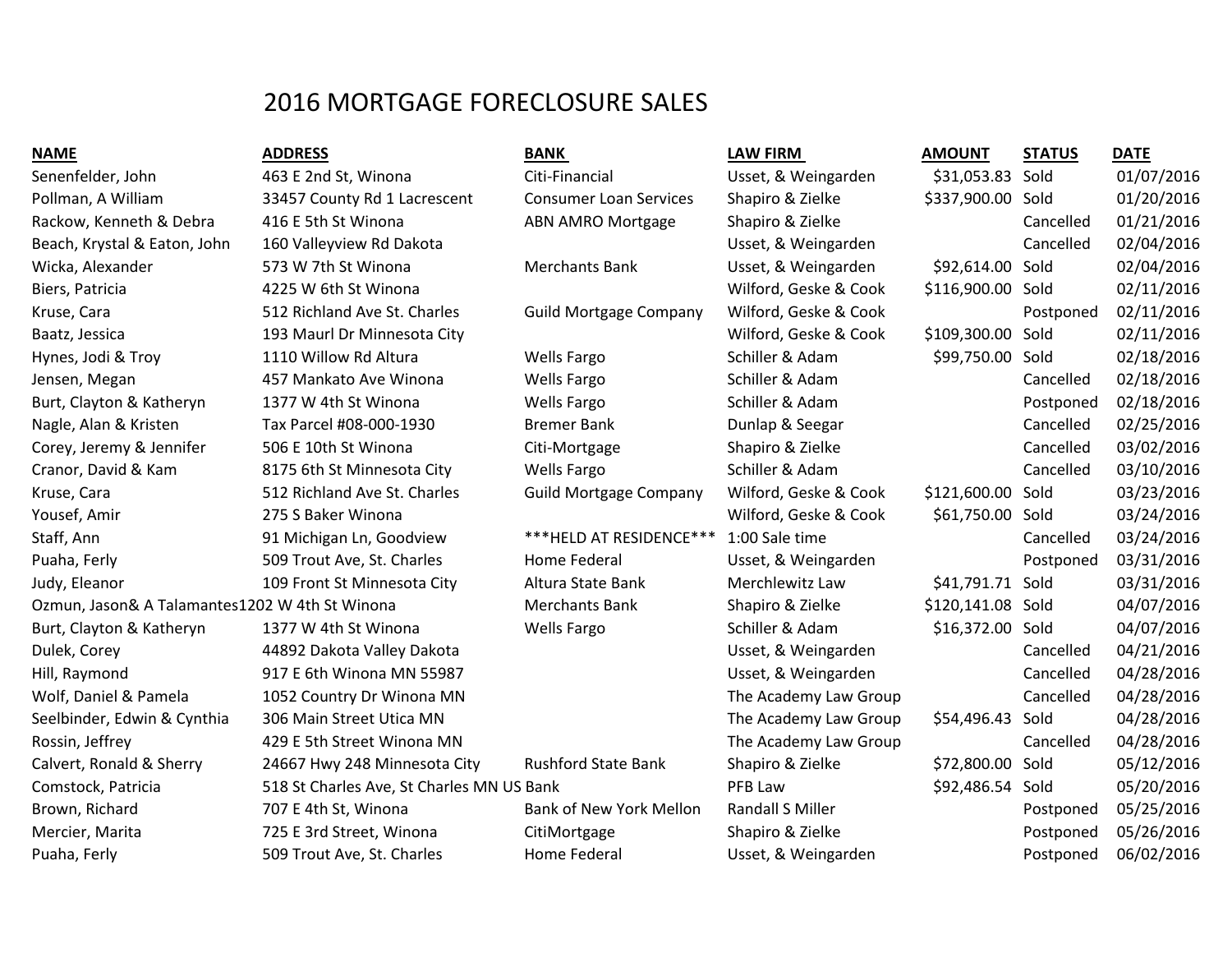# 2016 MORTGAGE FORECLOSURE SALES

| NAME | ADDRESS | BANK | LAW FIRM | AMOUNT | STATUS | DATE |
|---|---|---|---|---|---|---|
| Senenfelder, John | 463 E 2nd St, Winona | Citi-Financial | Usset, & Weingarden | $31,053.83 | Sold | 01/07/2016 |
| Pollman, A William | 33457 County Rd 1 Lacrescent | Consumer Loan Services | Shapiro & Zielke | $337,900.00 | Sold | 01/20/2016 |
| Rackow, Kenneth & Debra | 416 E 5th St Winona | ABN AMRO Mortgage | Shapiro & Zielke | | Cancelled | 01/21/2016 |
| Beach, Krystal & Eaton, John | 160 Valleyview Rd Dakota | | Usset, & Weingarden | | Cancelled | 02/04/2016 |
| Wicka, Alexander | 573 W 7th St Winona | Merchants Bank | Usset, & Weingarden | $92,614.00 | Sold | 02/04/2016 |
| Biers, Patricia | 4225 W 6th St Winona | | Wilford, Geske & Cook | $116,900.00 | Sold | 02/11/2016 |
| Kruse, Cara | 512 Richland Ave St. Charles | Guild Mortgage Company | Wilford, Geske & Cook | | Postponed | 02/11/2016 |
| Baatz, Jessica | 193 Maurl Dr Minnesota City | | Wilford, Geske & Cook | $109,300.00 | Sold | 02/11/2016 |
| Hynes, Jodi & Troy | 1110 Willow Rd Altura | Wells Fargo | Schiller & Adam | $99,750.00 | Sold | 02/18/2016 |
| Jensen, Megan | 457 Mankato Ave Winona | Wells Fargo | Schiller & Adam | | Cancelled | 02/18/2016 |
| Burt, Clayton & Katheryn | 1377 W 4th St Winona | Wells Fargo | Schiller & Adam | | Postponed | 02/18/2016 |
| Nagle, Alan & Kristen | Tax Parcel #08-000-1930 | Bremer Bank | Dunlap & Seegar | | Cancelled | 02/25/2016 |
| Corey, Jeremy & Jennifer | 506 E 10th St Winona | Citi-Mortgage | Shapiro & Zielke | | Cancelled | 03/02/2016 |
| Cranor, David & Kam | 8175 6th St Minnesota City | Wells Fargo | Schiller & Adam | | Cancelled | 03/10/2016 |
| Kruse, Cara | 512 Richland Ave St. Charles | Guild Mortgage Company | Wilford, Geske & Cook | $121,600.00 | Sold | 03/23/2016 |
| Yousef, Amir | 275 S Baker Winona | | Wilford, Geske & Cook | $61,750.00 | Sold | 03/24/2016 |
| Staff, Ann | 91 Michigan Ln, Goodview | ***HELD AT RESIDENCE*** | 1:00 Sale time | | Cancelled | 03/24/2016 |
| Puaha, Ferly | 509 Trout Ave, St. Charles | Home Federal | Usset, & Weingarden | | Postponed | 03/31/2016 |
| Judy, Eleanor | 109 Front St Minnesota City | Altura State Bank | Merchlewitz Law | $41,791.71 | Sold | 03/31/2016 |
| Ozmun, Jason& A Talamantes | 1202 W 4th St Winona | Merchants Bank | Shapiro & Zielke | $120,141.08 | Sold | 04/07/2016 |
| Burt, Clayton & Katheryn | 1377 W 4th St Winona | Wells Fargo | Schiller & Adam | $16,372.00 | Sold | 04/07/2016 |
| Dulek, Corey | 44892 Dakota Valley Dakota | | Usset, & Weingarden | | Cancelled | 04/21/2016 |
| Hill, Raymond | 917 E 6th Winona MN 55987 | | Usset, & Weingarden | | Cancelled | 04/28/2016 |
| Wolf, Daniel & Pamela | 1052 Country Dr Winona MN | | The Academy Law Group | | Cancelled | 04/28/2016 |
| Seelbinder, Edwin & Cynthia | 306 Main Street Utica MN | | The Academy Law Group | $54,496.43 | Sold | 04/28/2016 |
| Rossin, Jeffrey | 429 E 5th Street Winona MN | | The Academy Law Group | | Cancelled | 04/28/2016 |
| Calvert, Ronald & Sherry | 24667 Hwy 248 Minnesota City | Rushford State Bank | Shapiro & Zielke | $72,800.00 | Sold | 05/12/2016 |
| Comstock, Patricia | 518 St Charles Ave, St Charles MN | US Bank | PFB Law | $92,486.54 | Sold | 05/20/2016 |
| Brown, Richard | 707 E 4th St, Winona | Bank of New York Mellon | Randall S Miller | | Postponed | 05/25/2016 |
| Mercier, Marita | 725 E 3rd Street, Winona | CitiMortgage | Shapiro & Zielke | | Postponed | 05/26/2016 |
| Puaha, Ferly | 509 Trout Ave, St. Charles | Home Federal | Usset, & Weingarden | | Postponed | 06/02/2016 |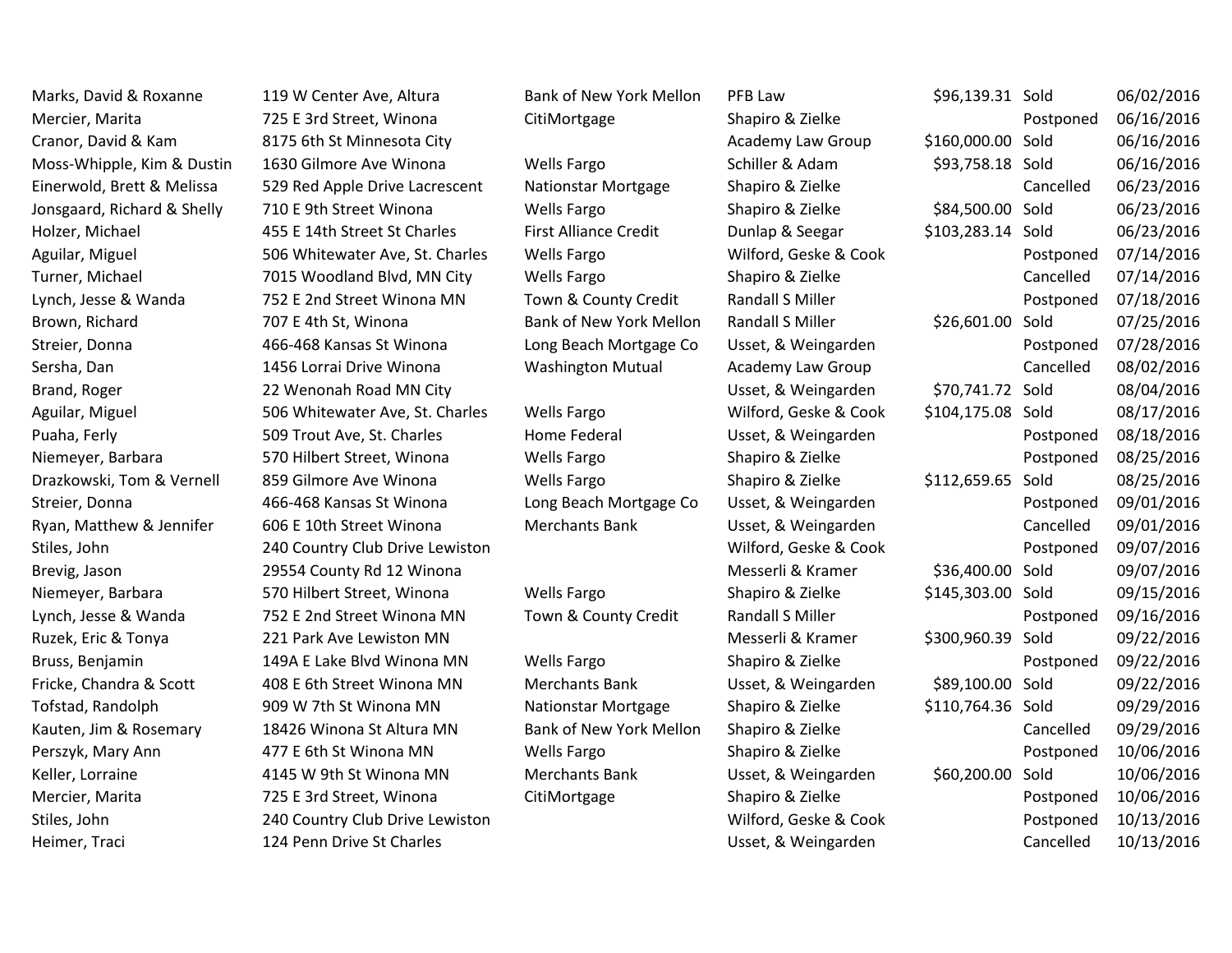| | | | | | | |
|---|---|---|---|---|---|---|
| Marks, David & Roxanne | 119 W Center Ave, Altura | Bank of New York Mellon | PFB Law | $96,139.31 | Sold | 06/02/2016 |
| Mercier, Marita | 725 E 3rd Street, Winona | CitiMortgage | Shapiro & Zielke | | Postponed | 06/16/2016 |
| Cranor, David & Kam | 8175 6th St Minnesota City | | Academy Law Group | $160,000.00 | Sold | 06/16/2016 |
| Moss-Whipple, Kim & Dustin | 1630 Gilmore Ave Winona | Wells Fargo | Schiller & Adam | $93,758.18 | Sold | 06/16/2016 |
| Einerwold, Brett & Melissa | 529 Red Apple Drive Lacrescent | Nationstar Mortgage | Shapiro & Zielke | | Cancelled | 06/23/2016 |
| Jonsgaard, Richard & Shelly | 710 E 9th Street Winona | Wells Fargo | Shapiro & Zielke | $84,500.00 | Sold | 06/23/2016 |
| Holzer, Michael | 455 E 14th Street St Charles | First Alliance Credit | Dunlap & Seegar | $103,283.14 | Sold | 06/23/2016 |
| Aguilar, Miguel | 506 Whitewater Ave, St. Charles | Wells Fargo | Wilford, Geske & Cook | | Postponed | 07/14/2016 |
| Turner, Michael | 7015 Woodland Blvd, MN City | Wells Fargo | Shapiro & Zielke | | Cancelled | 07/14/2016 |
| Lynch, Jesse & Wanda | 752 E 2nd Street Winona MN | Town & County Credit | Randall S Miller | | Postponed | 07/18/2016 |
| Brown, Richard | 707 E 4th St, Winona | Bank of New York Mellon | Randall S Miller | $26,601.00 | Sold | 07/25/2016 |
| Streier, Donna | 466-468 Kansas St Winona | Long Beach Mortgage Co | Usset, & Weingarden | | Postponed | 07/28/2016 |
| Sersha, Dan | 1456 Lorrai Drive Winona | Washington Mutual | Academy Law Group | | Cancelled | 08/02/2016 |
| Brand, Roger | 22 Wenonah Road MN City | | Usset, & Weingarden | $70,741.72 | Sold | 08/04/2016 |
| Aguilar, Miguel | 506 Whitewater Ave, St. Charles | Wells Fargo | Wilford, Geske & Cook | $104,175.08 | Sold | 08/17/2016 |
| Puaha, Ferly | 509 Trout Ave, St. Charles | Home Federal | Usset, & Weingarden | | Postponed | 08/18/2016 |
| Niemeyer, Barbara | 570 Hilbert Street, Winona | Wells Fargo | Shapiro & Zielke | | Postponed | 08/25/2016 |
| Drazkowski, Tom & Vernell | 859 Gilmore Ave Winona | Wells Fargo | Shapiro & Zielke | $112,659.65 | Sold | 08/25/2016 |
| Streier, Donna | 466-468 Kansas St Winona | Long Beach Mortgage Co | Usset, & Weingarden | | Postponed | 09/01/2016 |
| Ryan, Matthew & Jennifer | 606 E 10th Street Winona | Merchants Bank | Usset, & Weingarden | | Cancelled | 09/01/2016 |
| Stiles, John | 240 Country Club Drive Lewiston | | Wilford, Geske & Cook | | Postponed | 09/07/2016 |
| Brevig, Jason | 29554 County Rd 12 Winona | | Messerli & Kramer | $36,400.00 | Sold | 09/07/2016 |
| Niemeyer, Barbara | 570 Hilbert Street, Winona | Wells Fargo | Shapiro & Zielke | $145,303.00 | Sold | 09/15/2016 |
| Lynch, Jesse & Wanda | 752 E 2nd Street Winona MN | Town & County Credit | Randall S Miller | | Postponed | 09/16/2016 |
| Ruzek, Eric & Tonya | 221 Park Ave Lewiston MN | | Messerli & Kramer | $300,960.39 | Sold | 09/22/2016 |
| Bruss, Benjamin | 149A E Lake Blvd Winona MN | Wells Fargo | Shapiro & Zielke | | Postponed | 09/22/2016 |
| Fricke, Chandra & Scott | 408 E 6th Street Winona MN | Merchants Bank | Usset, & Weingarden | $89,100.00 | Sold | 09/22/2016 |
| Tofstad, Randolph | 909 W 7th St Winona MN | Nationstar Mortgage | Shapiro & Zielke | $110,764.36 | Sold | 09/29/2016 |
| Kauten, Jim & Rosemary | 18426 Winona St Altura MN | Bank of New York Mellon | Shapiro & Zielke | | Cancelled | 09/29/2016 |
| Perszyk, Mary Ann | 477 E 6th St Winona MN | Wells Fargo | Shapiro & Zielke | | Postponed | 10/06/2016 |
| Keller, Lorraine | 4145 W 9th St Winona MN | Merchants Bank | Usset, & Weingarden | $60,200.00 | Sold | 10/06/2016 |
| Mercier, Marita | 725 E 3rd Street, Winona | CitiMortgage | Shapiro & Zielke | | Postponed | 10/06/2016 |
| Stiles, John | 240 Country Club Drive Lewiston | | Wilford, Geske & Cook | | Postponed | 10/13/2016 |
| Heimer, Traci | 124 Penn Drive St Charles | | Usset, & Weingarden | | Cancelled | 10/13/2016 |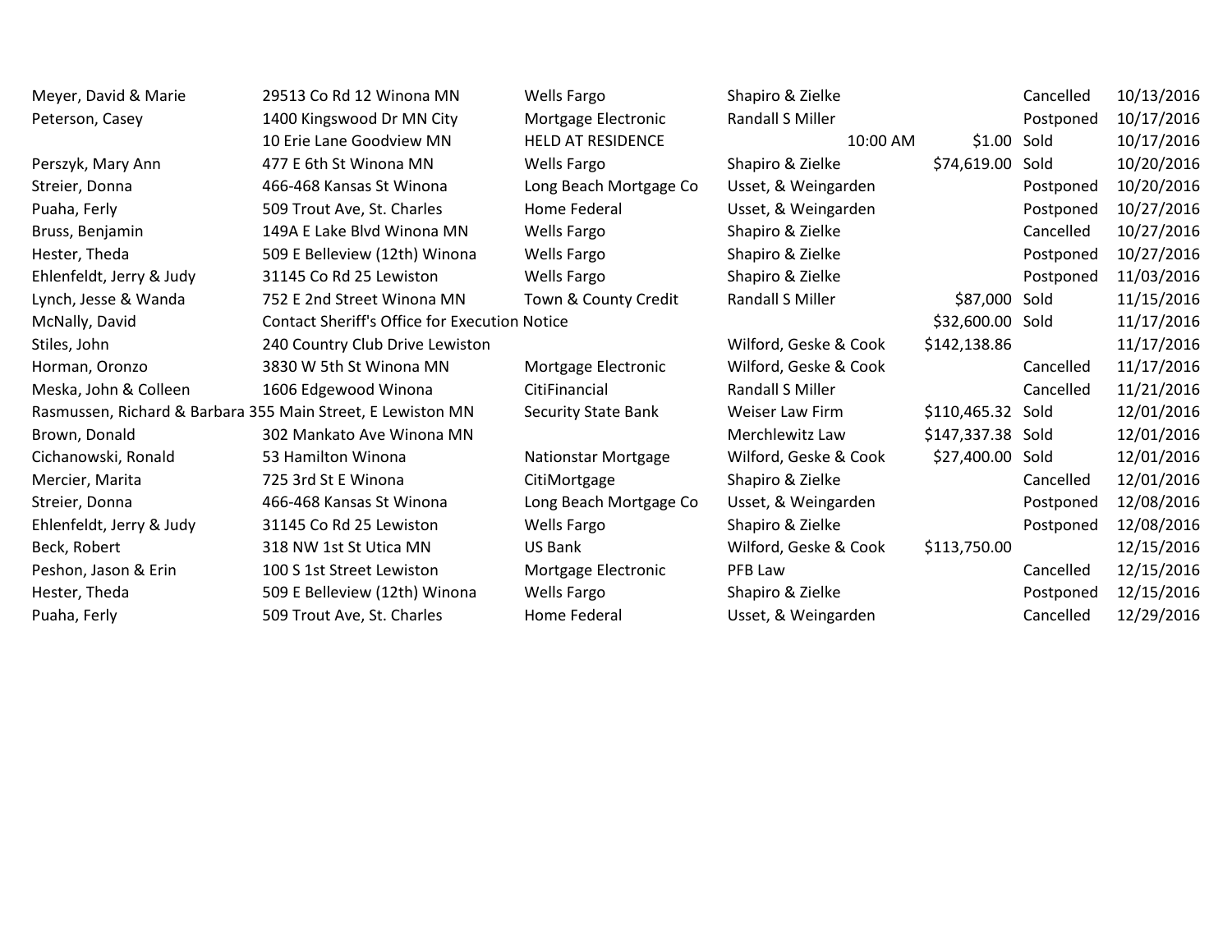| | | | | | | |
|---|---|---|---|---|---|---|
| Meyer, David & Marie | 29513 Co Rd 12 Winona MN | Wells Fargo | Shapiro & Zielke | | Cancelled | 10/13/2016 |
| Peterson, Casey | 1400 Kingswood Dr MN City | Mortgage Electronic | Randall S Miller | | Postponed | 10/17/2016 |
| | 10 Erie Lane Goodview MN | HELD AT RESIDENCE | 10:00 AM | $1.00 | Sold | 10/17/2016 |
| Perszyk, Mary Ann | 477 E 6th St Winona MN | Wells Fargo | Shapiro & Zielke | $74,619.00 | Sold | 10/20/2016 |
| Streier, Donna | 466-468 Kansas St Winona | Long Beach Mortgage Co | Usset, & Weingarden | | Postponed | 10/20/2016 |
| Puaha, Ferly | 509 Trout Ave, St. Charles | Home Federal | Usset, & Weingarden | | Postponed | 10/27/2016 |
| Bruss, Benjamin | 149A E Lake Blvd Winona MN | Wells Fargo | Shapiro & Zielke | | Cancelled | 10/27/2016 |
| Hester, Theda | 509 E Belleview (12th) Winona | Wells Fargo | Shapiro & Zielke | | Postponed | 10/27/2016 |
| Ehlenfeldt, Jerry & Judy | 31145 Co Rd 25 Lewiston | Wells Fargo | Shapiro & Zielke | | Postponed | 11/03/2016 |
| Lynch, Jesse & Wanda | 752 E 2nd Street Winona MN | Town & County Credit | Randall S Miller | $87,000 | Sold | 11/15/2016 |
| McNally, David | Contact Sheriff's Office for Execution Notice | | | $32,600.00 | Sold | 11/17/2016 |
| Stiles, John | 240 Country Club Drive Lewiston | | Wilford, Geske & Cook | $142,138.86 | | 11/17/2016 |
| Horman, Oronzo | 3830 W 5th St Winona MN | Mortgage Electronic | Wilford, Geske & Cook | | Cancelled | 11/17/2016 |
| Meska, John & Colleen | 1606 Edgewood Winona | CitiFinancial | Randall S Miller | | Cancelled | 11/21/2016 |
| Rasmussen, Richard & Barbara | 355 Main Street, E Lewiston MN | Security State Bank | Weiser Law Firm | $110,465.32 | Sold | 12/01/2016 |
| Brown, Donald | 302 Mankato Ave Winona MN | | Merchlewitz Law | $147,337.38 | Sold | 12/01/2016 |
| Cichanowski, Ronald | 53 Hamilton Winona | Nationstar Mortgage | Wilford, Geske & Cook | $27,400.00 | Sold | 12/01/2016 |
| Mercier, Marita | 725 3rd St E Winona | CitiMortgage | Shapiro & Zielke | | Cancelled | 12/01/2016 |
| Streier, Donna | 466-468 Kansas St Winona | Long Beach Mortgage Co | Usset, & Weingarden | | Postponed | 12/08/2016 |
| Ehlenfeldt, Jerry & Judy | 31145 Co Rd 25 Lewiston | Wells Fargo | Shapiro & Zielke | | Postponed | 12/08/2016 |
| Beck, Robert | 318 NW 1st St Utica MN | US Bank | Wilford, Geske & Cook | $113,750.00 | | 12/15/2016 |
| Peshon, Jason & Erin | 100 S 1st Street Lewiston | Mortgage Electronic | PFB Law | | Cancelled | 12/15/2016 |
| Hester, Theda | 509 E Belleview (12th) Winona | Wells Fargo | Shapiro & Zielke | | Postponed | 12/15/2016 |
| Puaha, Ferly | 509 Trout Ave, St. Charles | Home Federal | Usset, & Weingarden | | Cancelled | 12/29/2016 |